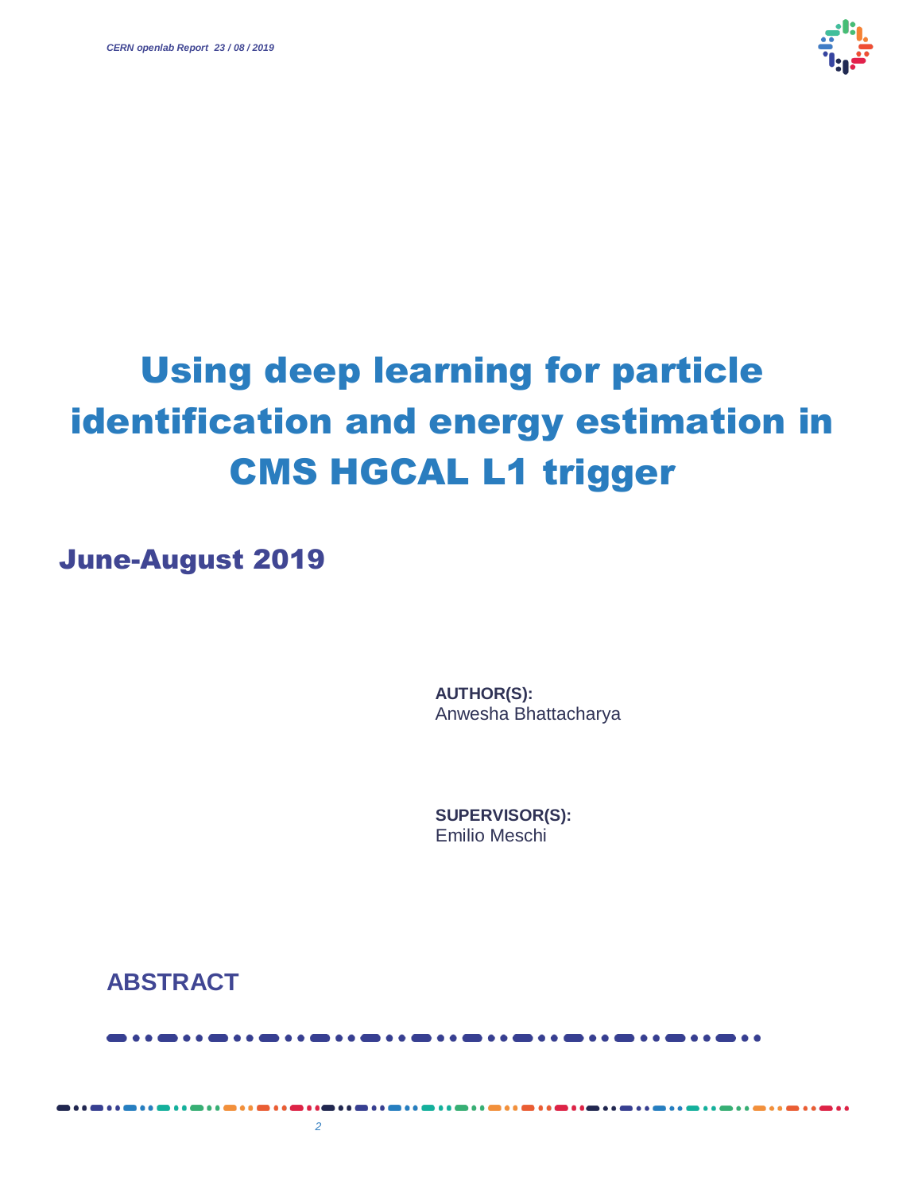# Using deep learning for particle identification and energy estimation in CMS HGCAL L1 trigger

## June-August 2019

**AUTHOR(S):**
Anwesha Bhattacharya

**SUPERVISOR(S):**
Emilio Meschi

## ABSTRACT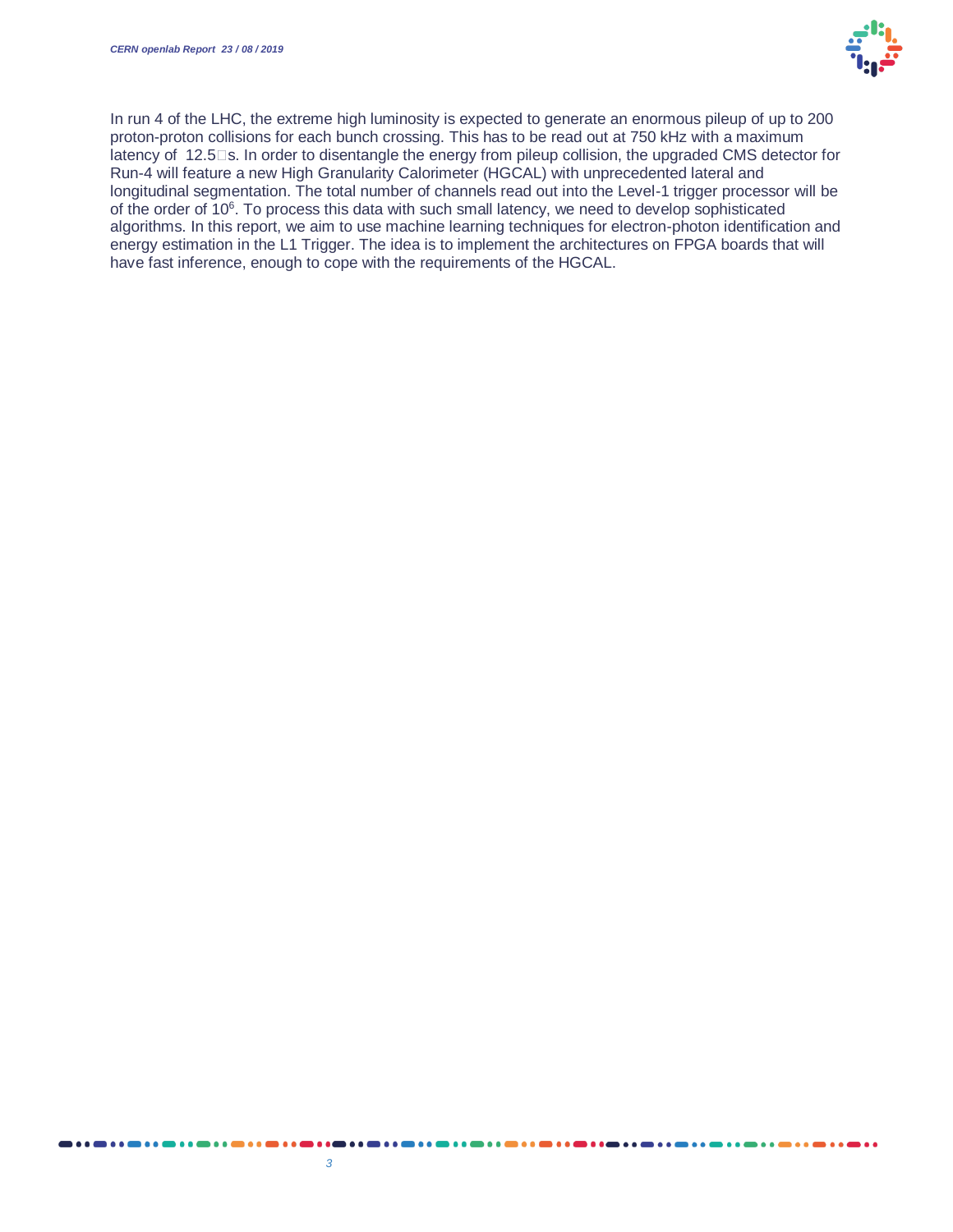In run 4 of the LHC, the extreme high luminosity is expected to generate an enormous pileup of up to 200 proton-proton collisions for each bunch crossing. This has to be read out at 750 kHz with a maximum latency of 12.5□s. In order to disentangle the energy from pileup collision, the upgraded CMS detector for Run-4 will feature a new High Granularity Calorimeter (HGCAL) with unprecedented lateral and longitudinal segmentation. The total number of channels read out into the Level-1 trigger processor will be of the order of $10^6$. To process this data with such small latency, we need to develop sophisticated algorithms. In this report, we aim to use machine learning techniques for electron-photon identification and energy estimation in the L1 Trigger. The idea is to implement the architectures on FPGA boards that will have fast inference, enough to cope with the requirements of the HGCAL.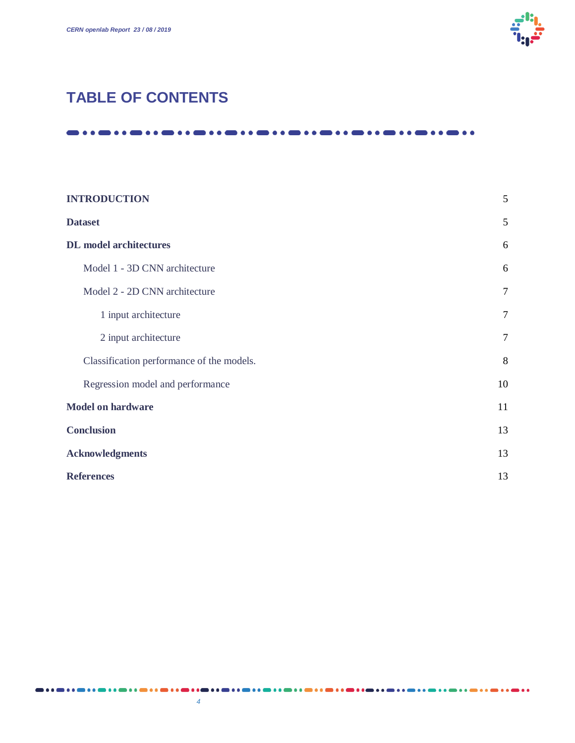# TABLE OF CONTENTS

| | |
|---|---|
| **INTRODUCTION** | 5 |
| **Dataset** | 5 |
| **DL model architectures** | 6 |
| Model 1 - 3D CNN architecture | 6 |
| Model 2 - 2D CNN architecture | 7 |
| 1 input architecture | 7 |
| 2 input architecture | 7 |
| Classification performance of the models. | 8 |
| Regression model and performance | 10 |
| **Model on hardware** | 11 |
| **Conclusion** | 13 |
| **Acknowledgments** | 13 |
| **References** | 13 |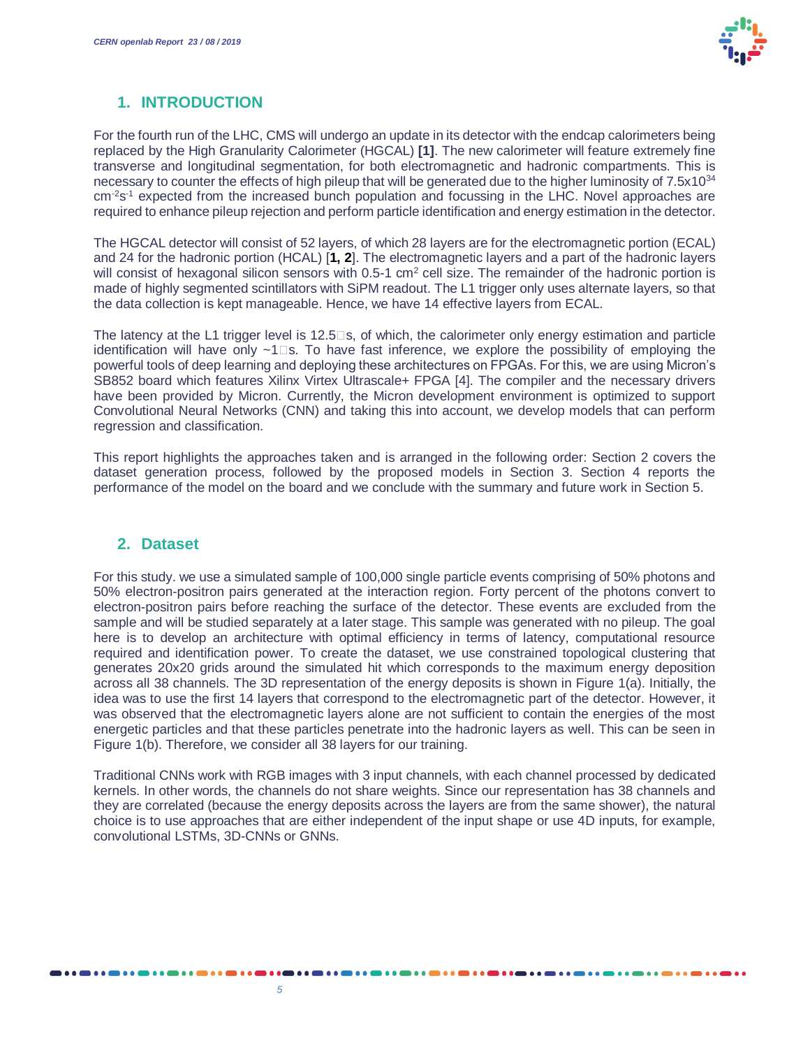## 1. INTRODUCTION

For the fourth run of the LHC, CMS will undergo an update in its detector with the endcap calorimeters being replaced by the High Granularity Calorimeter (HGCAL) **[1]**. The new calorimeter will feature extremely fine transverse and longitudinal segmentation, for both electromagnetic and hadronic compartments. This is necessary to counter the effects of high pileup that will be generated due to the higher luminosity of $7.5 \times 10^{34}$ $cm^{-2}s^{-1}$ expected from the increased bunch population and focussing in the LHC. Novel approaches are required to enhance pileup rejection and perform particle identification and energy estimation in the detector.

The HGCAL detector will consist of 52 layers, of which 28 layers are for the electromagnetic portion (ECAL) and 24 for the hadronic portion (HCAL) [**1, 2**]. The electromagnetic layers and a part of the hadronic layers will consist of hexagonal silicon sensors with 0.5-1 $cm^2$ cell size. The remainder of the hadronic portion is made of highly segmented scintillators with SiPM readout. The L1 trigger only uses alternate layers, so that the data collection is kept manageable. Hence, we have 14 effective layers from ECAL.

The latency at the L1 trigger level is 12.5 s, of which, the calorimeter only energy estimation and particle identification will have only ~1 s. To have fast inference, we explore the possibility of employing the powerful tools of deep learning and deploying these architectures on FPGAs. For this, we are using Micron's SB852 board which features Xilinx Virtex Ultrascale+ FPGA [4]. The compiler and the necessary drivers have been provided by Micron. Currently, the Micron development environment is optimized to support Convolutional Neural Networks (CNN) and taking this into account, we develop models that can perform regression and classification.

This report highlights the approaches taken and is arranged in the following order: Section 2 covers the dataset generation process, followed by the proposed models in Section 3. Section 4 reports the performance of the model on the board and we conclude with the summary and future work in Section 5.

## 2. Dataset

For this study. we use a simulated sample of 100,000 single particle events comprising of 50% photons and 50% electron-positron pairs generated at the interaction region. Forty percent of the photons convert to electron-positron pairs before reaching the surface of the detector. These events are excluded from the sample and will be studied separately at a later stage. This sample was generated with no pileup. The goal here is to develop an architecture with optimal efficiency in terms of latency, computational resource required and identification power. To create the dataset, we use constrained topological clustering that generates 20x20 grids around the simulated hit which corresponds to the maximum energy deposition across all 38 channels. The 3D representation of the energy deposits is shown in Figure 1(a). Initially, the idea was to use the first 14 layers that correspond to the electromagnetic part of the detector. However, it was observed that the electromagnetic layers alone are not sufficient to contain the energies of the most energetic particles and that these particles penetrate into the hadronic layers as well. This can be seen in Figure 1(b). Therefore, we consider all 38 layers for our training.

Traditional CNNs work with RGB images with 3 input channels, with each channel processed by dedicated kernels. In other words, the channels do not share weights. Since our representation has 38 channels and they are correlated (because the energy deposits across the layers are from the same shower), the natural choice is to use approaches that are either independent of the input shape or use 4D inputs, for example, convolutional LSTMs, 3D-CNNs or GNNs.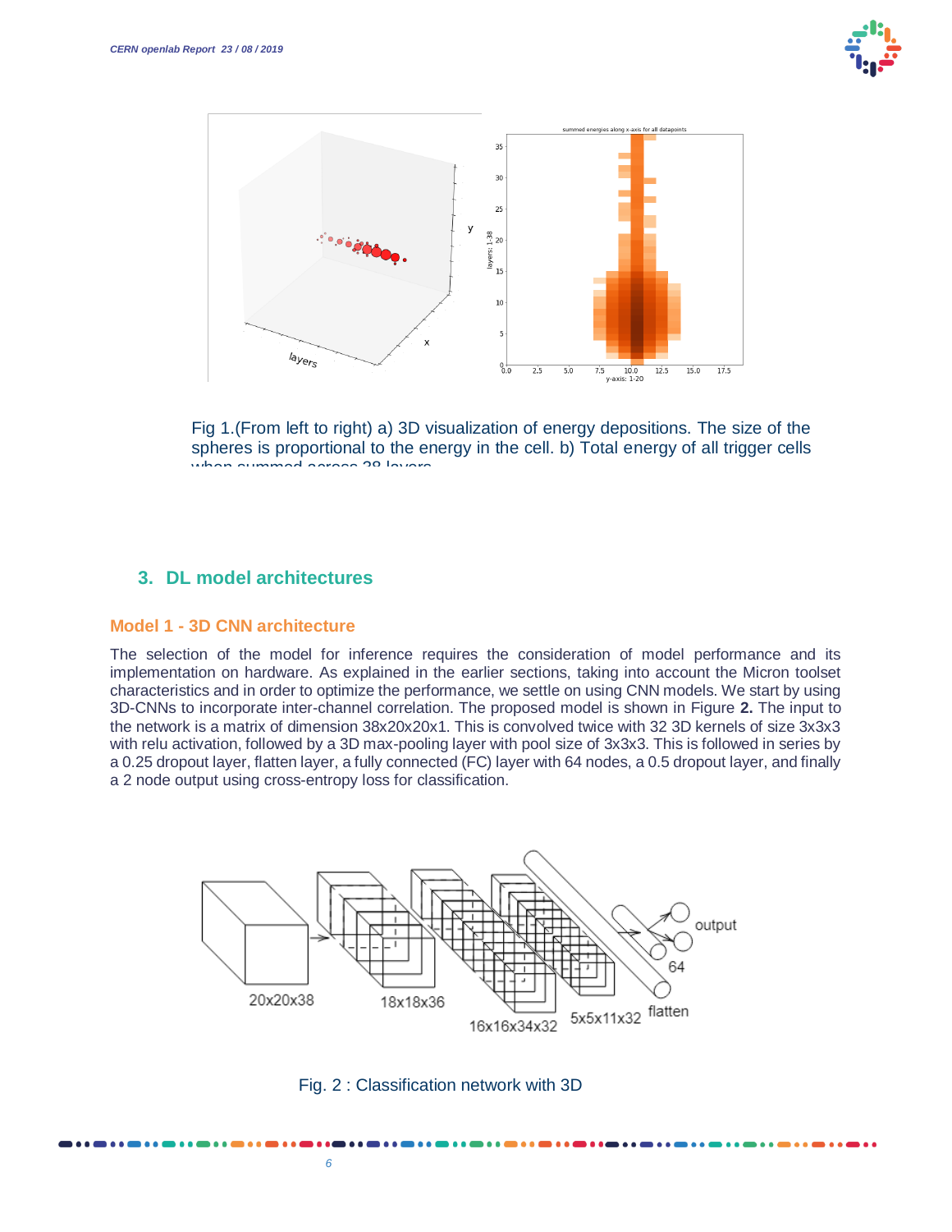Fig 1.(From left to right) a) 3D visualization of energy depositions. The size of the spheres is proportional to the energy in the cell. b) Total energy of all trigger cells when summed across 38 layers

## 3. DL model architectures

### Model 1 - 3D CNN architecture

The selection of the model for inference requires the consideration of model performance and its implementation on hardware. As explained in the earlier sections, taking into account the Micron toolset characteristics and in order to optimize the performance, we settle on using CNN models. We start by using 3D-CNNs to incorporate inter-channel correlation. The proposed model is shown in Figure **2.** The input to the network is a matrix of dimension 38x20x20x1. This is convolved twice with 32 3D kernels of size 3x3x3 with relu activation, followed by a 3D max-pooling layer with pool size of 3x3x3. This is followed in series by a 0.25 dropout layer, flatten layer, a fully connected (FC) layer with 64 nodes, a 0.5 dropout layer, and finally a 2 node output using cross-entropy loss for classification.

Fig. 2 : Classification network with 3D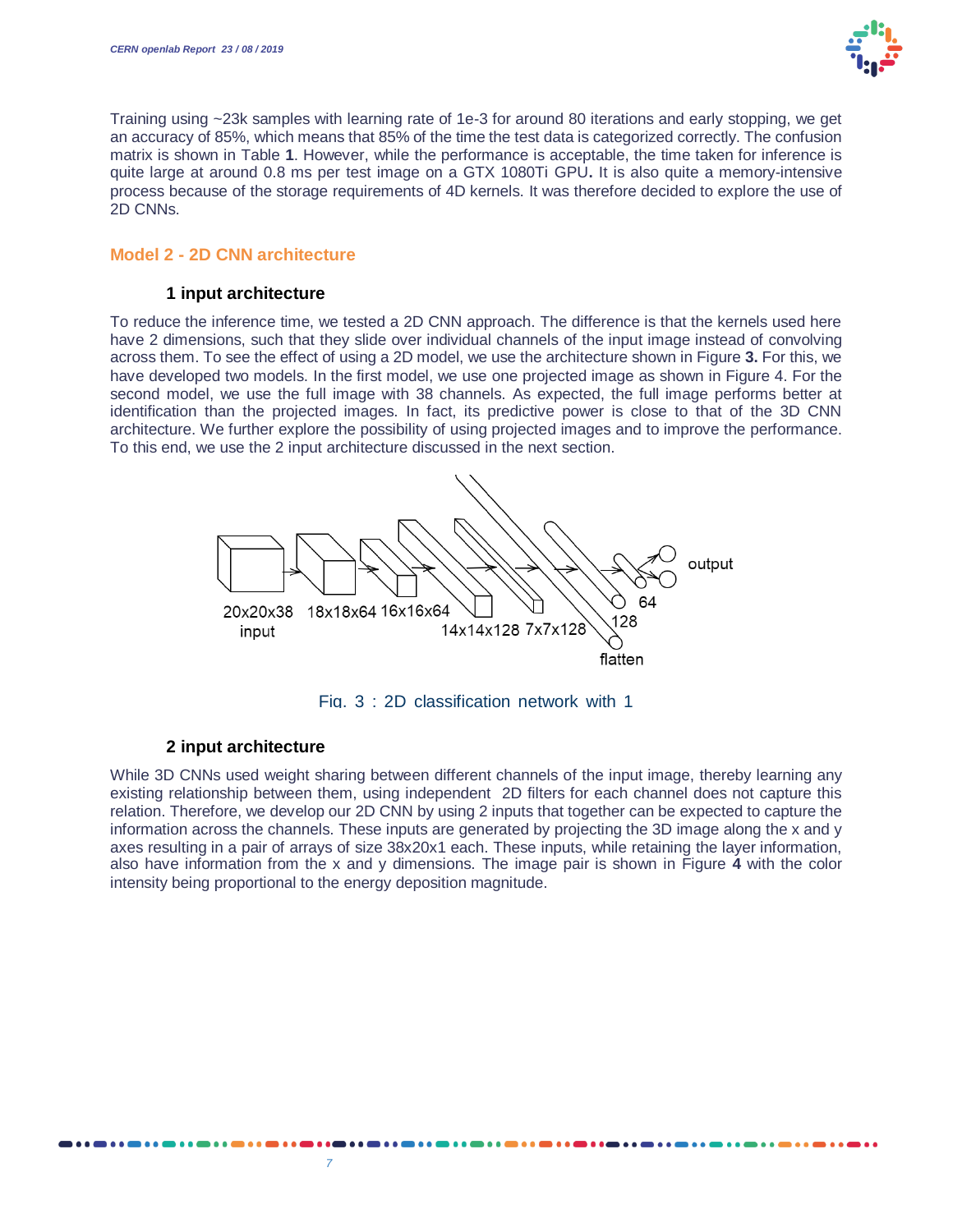Training using ~23k samples with learning rate of 1e-3 for around 80 iterations and early stopping, we get an accuracy of 85%, which means that 85% of the time the test data is categorized correctly. The confusion matrix is shown in Table **1**. However, while the performance is acceptable, the time taken for inference is quite large at around 0.8 ms per test image on a GTX 1080Ti GPU**.** It is also quite a memory-intensive process because of the storage requirements of 4D kernels. It was therefore decided to explore the use of 2D CNNs.

## Model 2 - 2D CNN architecture

### 1 input architecture

To reduce the inference time, we tested a 2D CNN approach. The difference is that the kernels used here have 2 dimensions, such that they slide over individual channels of the input image instead of convolving across them. To see the effect of using a 2D model, we use the architecture shown in Figure **3.** For this, we have developed two models. In the first model, we use one projected image as shown in Figure 4. For the second model, we use the full image with 38 channels. As expected, the full image performs better at identification than the projected images. In fact, its predictive power is close to that of the 3D CNN architecture. We further explore the possibility of using projected images and to improve the performance. To this end, we use the 2 input architecture discussed in the next section.

Fig. 3 : 2D classification network with 1

### 2 input architecture

While 3D CNNs used weight sharing between different channels of the input image, thereby learning any existing relationship between them, using independent 2D filters for each channel does not capture this relation. Therefore, we develop our 2D CNN by using 2 inputs that together can be expected to capture the information across the channels. These inputs are generated by projecting the 3D image along the x and y axes resulting in a pair of arrays of size 38x20x1 each. These inputs, while retaining the layer information, also have information from the x and y dimensions. The image pair is shown in Figure **4** with the color intensity being proportional to the energy deposition magnitude.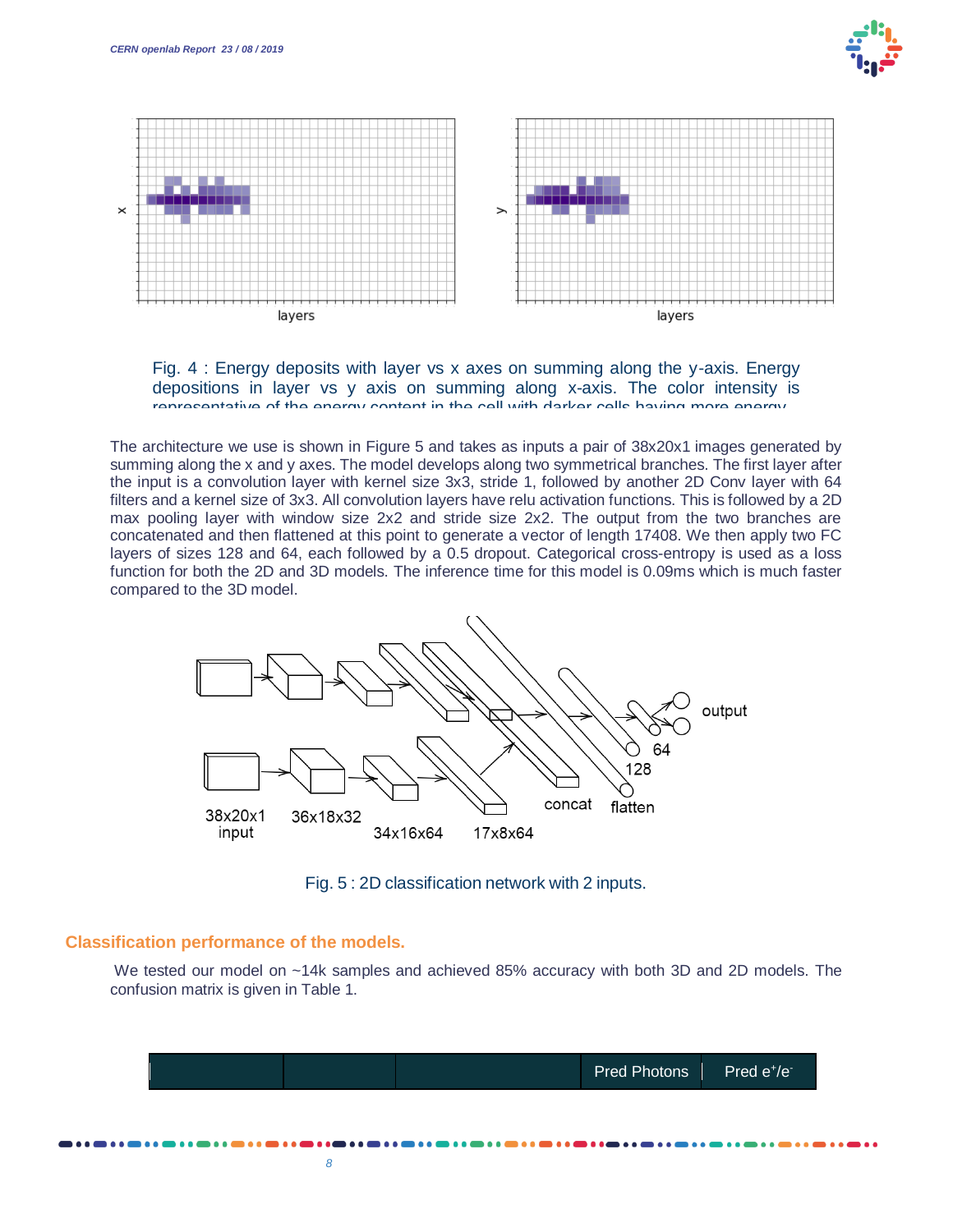Fig. 4 : Energy deposits with layer vs x axes on summing along the y-axis. Energy depositions in layer vs y axis on summing along x-axis. The color intensity is representative of the energy content in the cell with darker cells having more energy.

The architecture we use is shown in Figure 5 and takes as inputs a pair of 38x20x1 images generated by summing along the x and y axes. The model develops along two symmetrical branches. The first layer after the input is a convolution layer with kernel size 3x3, stride 1, followed by another 2D Conv layer with 64 filters and a kernel size of 3x3. All convolution layers have relu activation functions. This is followed by a 2D max pooling layer with window size 2x2 and stride size 2x2. The output from the two branches are concatenated and then flattened at this point to generate a vector of length 17408. We then apply two FC layers of sizes 128 and 64, each followed by a 0.5 dropout. Categorical cross-entropy is used as a loss function for both the 2D and 3D models. The inference time for this model is 0.09ms which is much faster compared to the 3D model.

Fig. 5 : 2D classification network with 2 inputs.

## Classification performance of the models.

We tested our model on ~14k samples and achieved 85% accuracy with both 3D and 2D models. The confusion matrix is given in Table 1.

| | | | Pred Photons | Pred $e^+/e^-$ |
|---|---|---|---|---|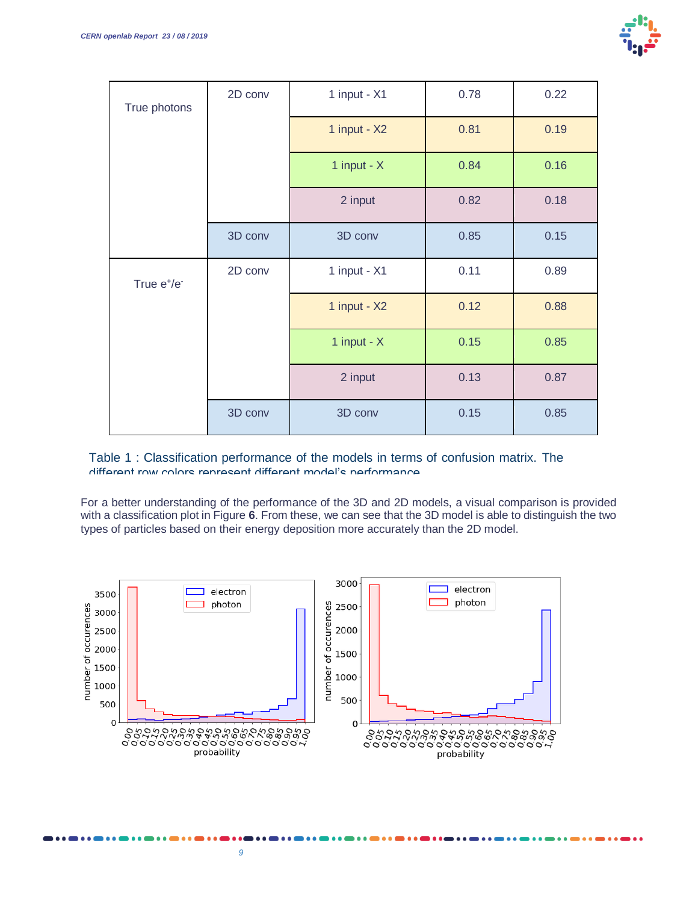| | | | | |
|---|---|---|---|---|
| True photons | 2D conv | 1 input - X1 | 0.78 | 0.22 |
| | | 1 input - X2 | 0.81 | 0.19 |
| | | 1 input - X | 0.84 | 0.16 |
| | | 2 input | 0.82 | 0.18 |
| | 3D conv | 3D conv | 0.85 | 0.15 |
| True $e^+/e^-$ | 2D conv | 1 input - X1 | 0.11 | 0.89 |
| | | 1 input - X2 | 0.12 | 0.88 |
| | | 1 input - X | 0.15 | 0.85 |
| | | 2 input | 0.13 | 0.87 |
| | 3D conv | 3D conv | 0.15 | 0.85 |

Table 1 : Classification performance of the models in terms of confusion matrix. The different row colors represent different model's performance

For a better understanding of the performance of the 3D and 2D models, a visual comparison is provided with a classification plot in Figure **6**. From these, we can see that the 3D model is able to distinguish the two types of particles based on their energy deposition more accurately than the 2D model.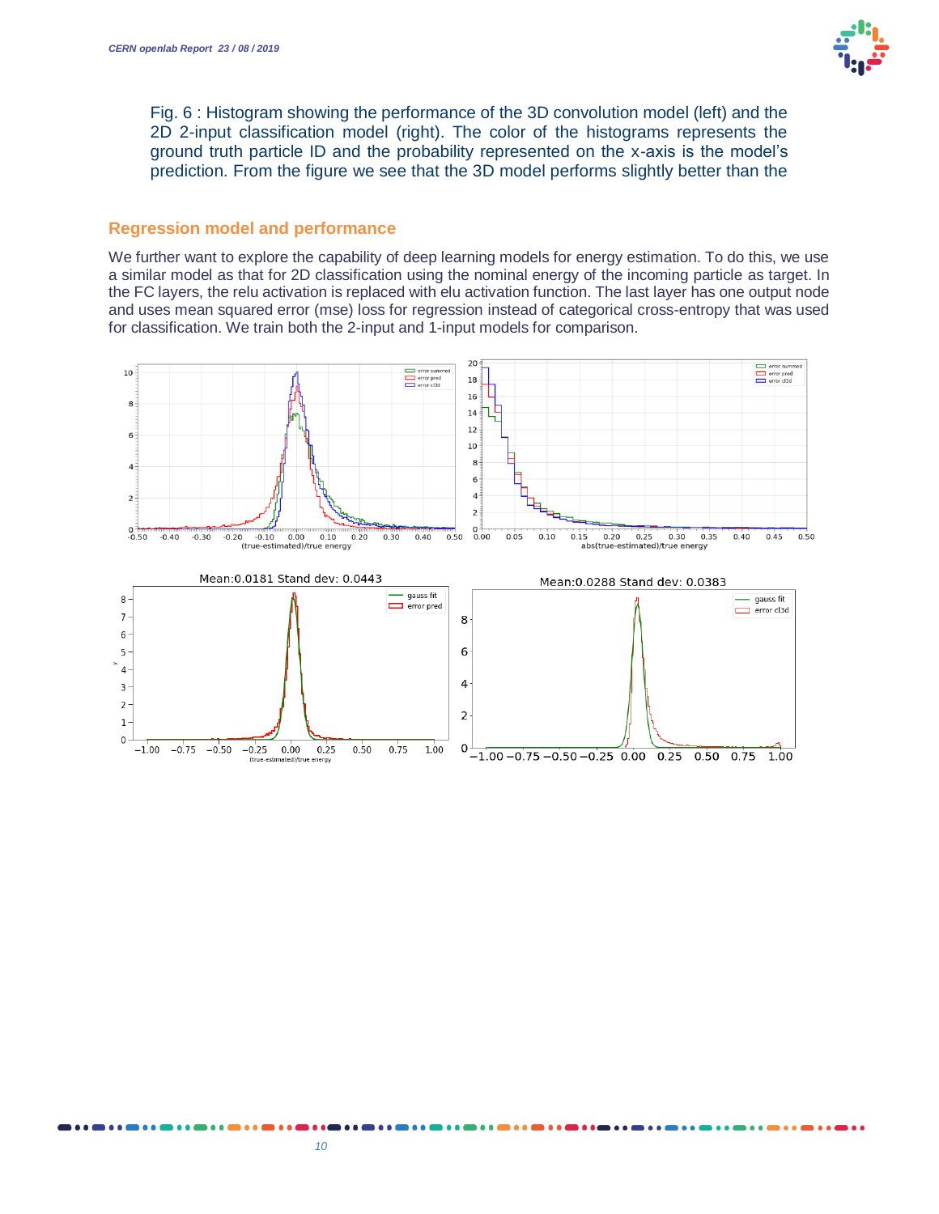Fig. 6 : Histogram showing the performance of the 3D convolution model (left) and the 2D 2-input classification model (right). The color of the histograms represents the ground truth particle ID and the probability represented on the x-axis is the model's prediction. From the figure we see that the 3D model performs slightly better than the

## Regression model and performance

We further want to explore the capability of deep learning models for energy estimation. To do this, we use a similar model as that for 2D classification using the nominal energy of the incoming particle as target. In the FC layers, the relu activation is replaced with elu activation function. The last layer has one output node and uses mean squared error (mse) loss for regression instead of categorical cross-entropy that was used for classification. We train both the 2-input and 1-input models for comparison.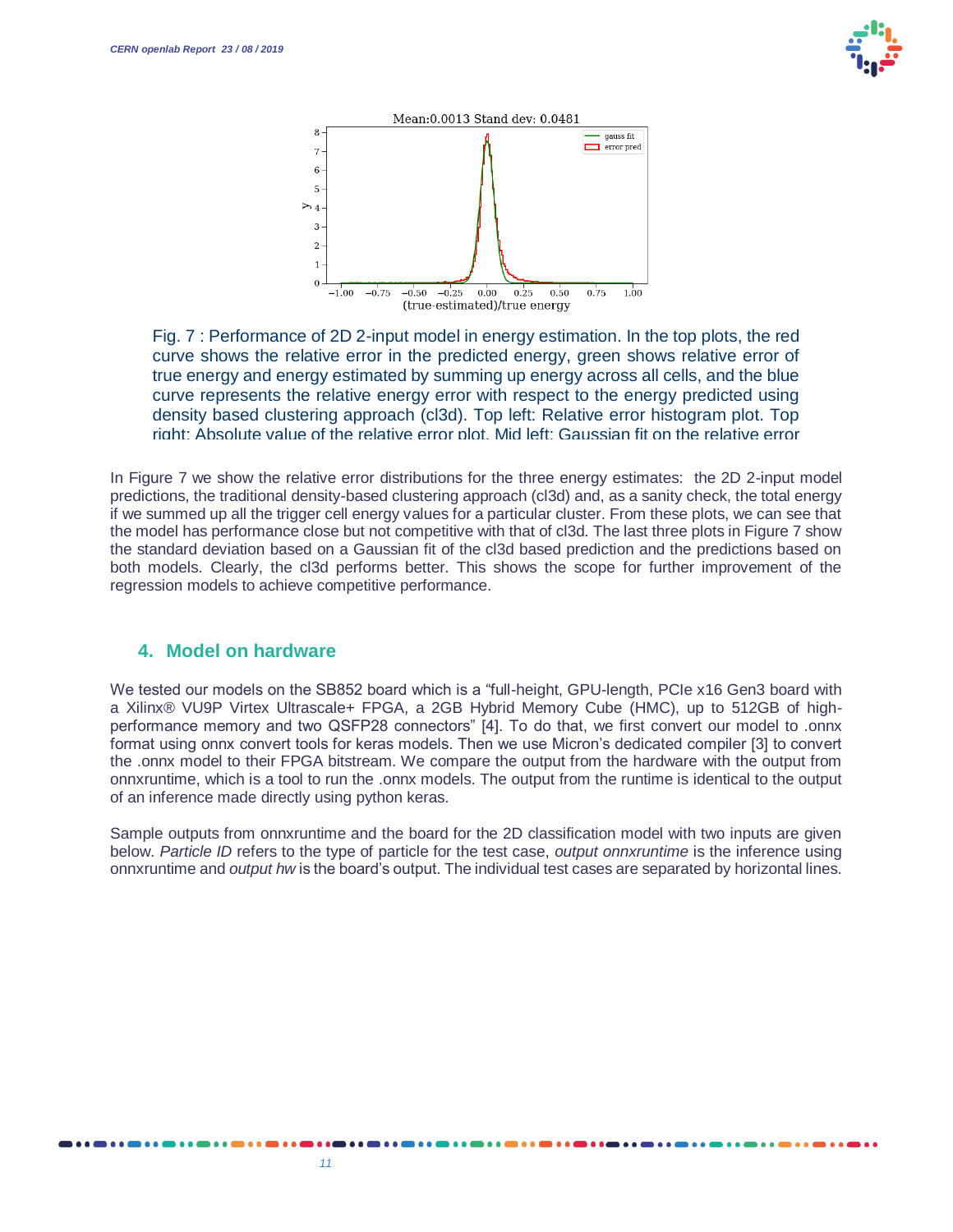Fig. 7 : Performance of 2D 2-input model in energy estimation. In the top plots, the red curve shows the relative error in the predicted energy, green shows relative error of true energy and energy estimated by summing up energy across all cells, and the blue curve represents the relative energy error with respect to the energy predicted using density based clustering approach (cl3d). Top left: Relative error histogram plot. Top right: Absolute value of the relative error plot. Mid left: Gaussian fit on the relative error

In Figure 7 we show the relative error distributions for the three energy estimates: the 2D 2-input model predictions, the traditional density-based clustering approach (cl3d) and, as a sanity check, the total energy if we summed up all the trigger cell energy values for a particular cluster. From these plots, we can see that the model has performance close but not competitive with that of cl3d. The last three plots in Figure 7 show the standard deviation based on a Gaussian fit of the cl3d based prediction and the predictions based on both models. Clearly, the cl3d performs better. This shows the scope for further improvement of the regression models to achieve competitive performance.

## 4. Model on hardware

We tested our models on the SB852 board which is a "full-height, GPU-length, PCIe x16 Gen3 board with a Xilinx® VU9P Virtex Ultrascale+ FPGA, a 2GB Hybrid Memory Cube (HMC), up to 512GB of high-performance memory and two QSFP28 connectors" [4]. To do that, we first convert our model to .onnx format using onnx convert tools for keras models. Then we use Micron's dedicated compiler [3] to convert the .onnx model to their FPGA bitstream. We compare the output from the hardware with the output from onnxruntime, which is a tool to run the .onnx models. The output from the runtime is identical to the output of an inference made directly using python keras.

Sample outputs from onnxruntime and the board for the 2D classification model with two inputs are given below. *Particle ID* refers to the type of particle for the test case, *output onnxruntime* is the inference using onnxruntime and *output hw* is the board's output. The individual test cases are separated by horizontal lines.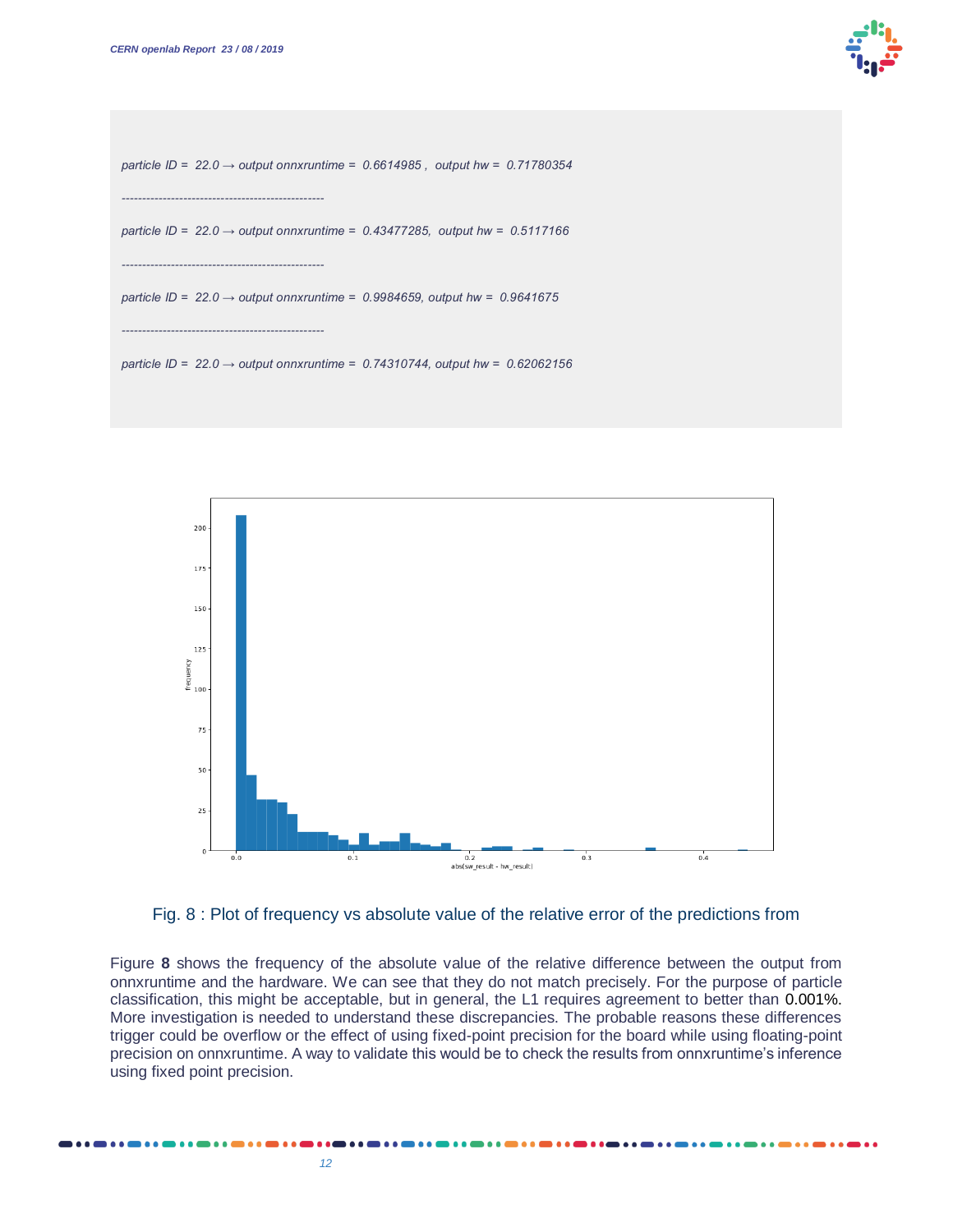```
particle ID = 22.0 → output onnxruntime = 0.6614985 , output hw = 0.71780354

--------------------------------------------------

particle ID = 22.0 → output onnxruntime = 0.43477285, output hw = 0.5117166

--------------------------------------------------

particle ID = 22.0 → output onnxruntime = 0.9984659, output hw = 0.9641675

--------------------------------------------------

particle ID = 22.0 → output onnxruntime = 0.74310744, output hw = 0.62062156
```

Fig. 8 : Plot of frequency vs absolute value of the relative error of the predictions from

Figure **8** shows the frequency of the absolute value of the relative difference between the output from onnxruntime and the hardware. We can see that they do not match precisely. For the purpose of particle classification, this might be acceptable, but in general, the L1 requires agreement to better than 0.001%. More investigation is needed to understand these discrepancies. The probable reasons these differences trigger could be overflow or the effect of using fixed-point precision for the board while using floating-point precision on onnxruntime. A way to validate this would be to check the results from onnxruntime's inference using fixed point precision.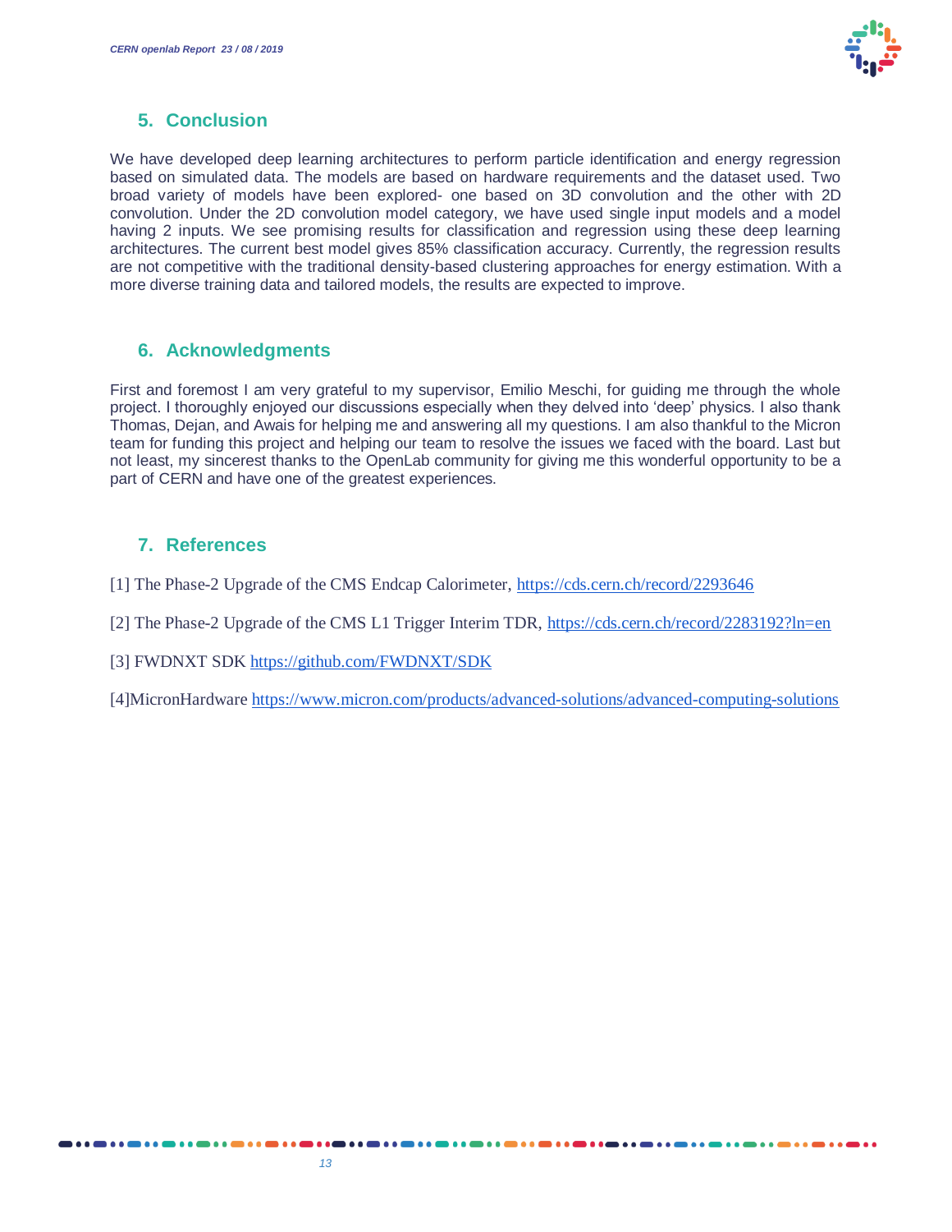## 5. Conclusion

We have developed deep learning architectures to perform particle identification and energy regression based on simulated data. The models are based on hardware requirements and the dataset used. Two broad variety of models have been explored- one based on 3D convolution and the other with 2D convolution. Under the 2D convolution model category, we have used single input models and a model having 2 inputs. We see promising results for classification and regression using these deep learning architectures. The current best model gives 85% classification accuracy. Currently, the regression results are not competitive with the traditional density-based clustering approaches for energy estimation. With a more diverse training data and tailored models, the results are expected to improve.

## 6. Acknowledgments

First and foremost I am very grateful to my supervisor, Emilio Meschi, for guiding me through the whole project. I thoroughly enjoyed our discussions especially when they delved into 'deep' physics. I also thank Thomas, Dejan, and Awais for helping me and answering all my questions. I am also thankful to the Micron team for funding this project and helping our team to resolve the issues we faced with the board. Last but not least, my sincerest thanks to the OpenLab community for giving me this wonderful opportunity to be a part of CERN and have one of the greatest experiences.

## 7. References

[1] The Phase-2 Upgrade of the CMS Endcap Calorimeter, https://cds.cern.ch/record/2293646

[2] The Phase-2 Upgrade of the CMS L1 Trigger Interim TDR, https://cds.cern.ch/record/2283192?ln=en

[3] FWDNXT SDK https://github.com/FWDNXT/SDK

[4]MicronHardware https://www.micron.com/products/advanced-solutions/advanced-computing-solutions